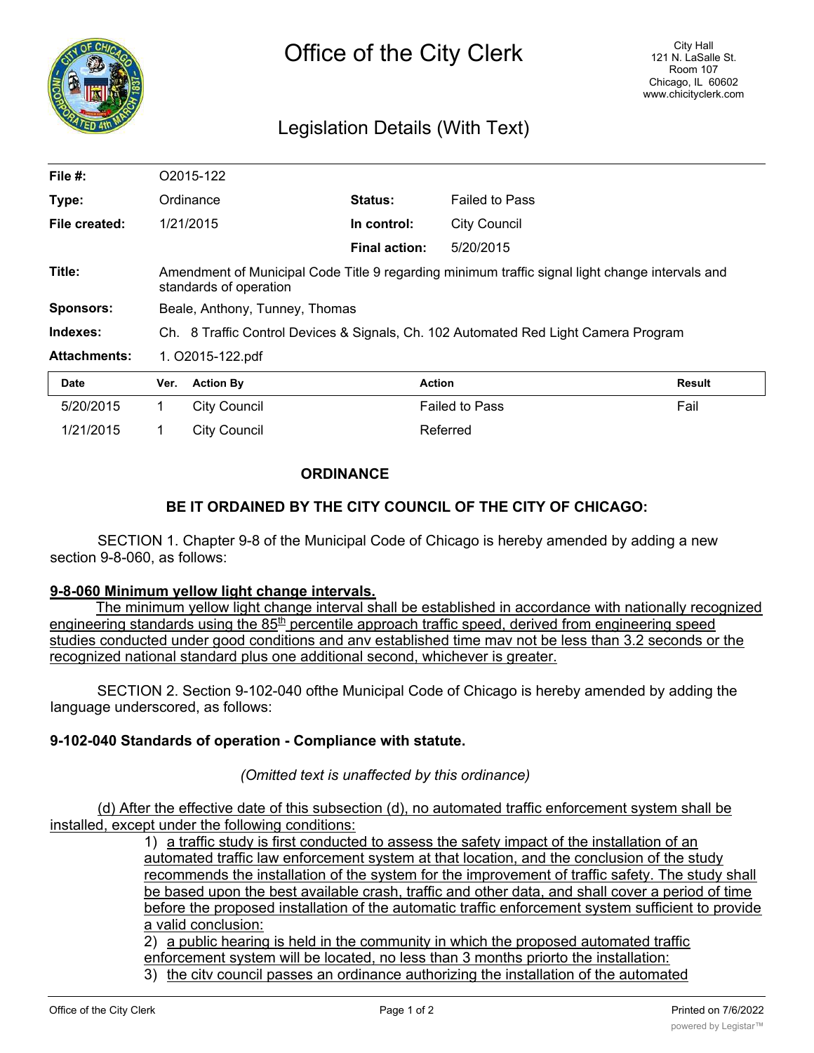# Office of the City Clerk

City Hall
121 N. LaSalle St.
Room 107
Chicago, IL 60602
www.chicityclerk.com

## Legislation Details (With Text)

| | | | |
|---|---|---|---|
| **File #:** | O2015-122 | | |
| **Type:** | Ordinance | **Status:** | Failed to Pass |
| **File created:** | 1/21/2015 | **In control:** | City Council |
| | | **Final action:** | 5/20/2015 |
| **Title:** | Amendment of Municipal Code Title 9 regarding minimum traffic signal light change intervals and standards of operation | | |
| **Sponsors:** | Beale, Anthony, Tunney, Thomas | | |
| **Indexes:** | Ch. 8 Traffic Control Devices & Signals, Ch. 102 Automated Red Light Camera Program | | |
| **Attachments:** | 1. O2015-122.pdf | | |

| Date | Ver. | Action By | Action | Result |
|---|---|---|---|---|
| 5/20/2015 | 1 | City Council | Failed to Pass | Fail |
| 1/21/2015 | 1 | City Council | Referred | |

### ORDINANCE

### BE IT ORDAINED BY THE CITY COUNCIL OF THE CITY OF CHICAGO:

SECTION 1. Chapter 9-8 of the Municipal Code of Chicago is hereby amended by adding a new section 9-8-060, as follows:

**9-8-060 Minimum yellow light change intervals.**

The minimum yellow light change interval shall be established in accordance with nationally recognized engineering standards using the 85th percentile approach traffic speed, derived from engineering speed studies conducted under good conditions and anv established time mav not be less than 3.2 seconds or the recognized national standard plus one additional second, whichever is greater.

SECTION 2. Section 9-102-040 ofthe Municipal Code of Chicago is hereby amended by adding the language underscored, as follows:

**9-102-040 Standards of operation - Compliance with statute.**

*(Omitted text is unaffected by this ordinance)*

(d) After the effective date of this subsection (d), no automated traffic enforcement system shall be installed, except under the following conditions:

1) a traffic study is first conducted to assess the safety impact of the installation of an automated traffic law enforcement system at that location, and the conclusion of the study recommends the installation of the system for the improvement of traffic safety. The study shall be based upon the best available crash, traffic and other data, and shall cover a period of time before the proposed installation of the automatic traffic enforcement system sufficient to provide a valid conclusion:
2) a public hearing is held in the community in which the proposed automated traffic enforcement system will be located, no less than 3 months priorto the installation:
3) the citv council passes an ordinance authorizing the installation of the automated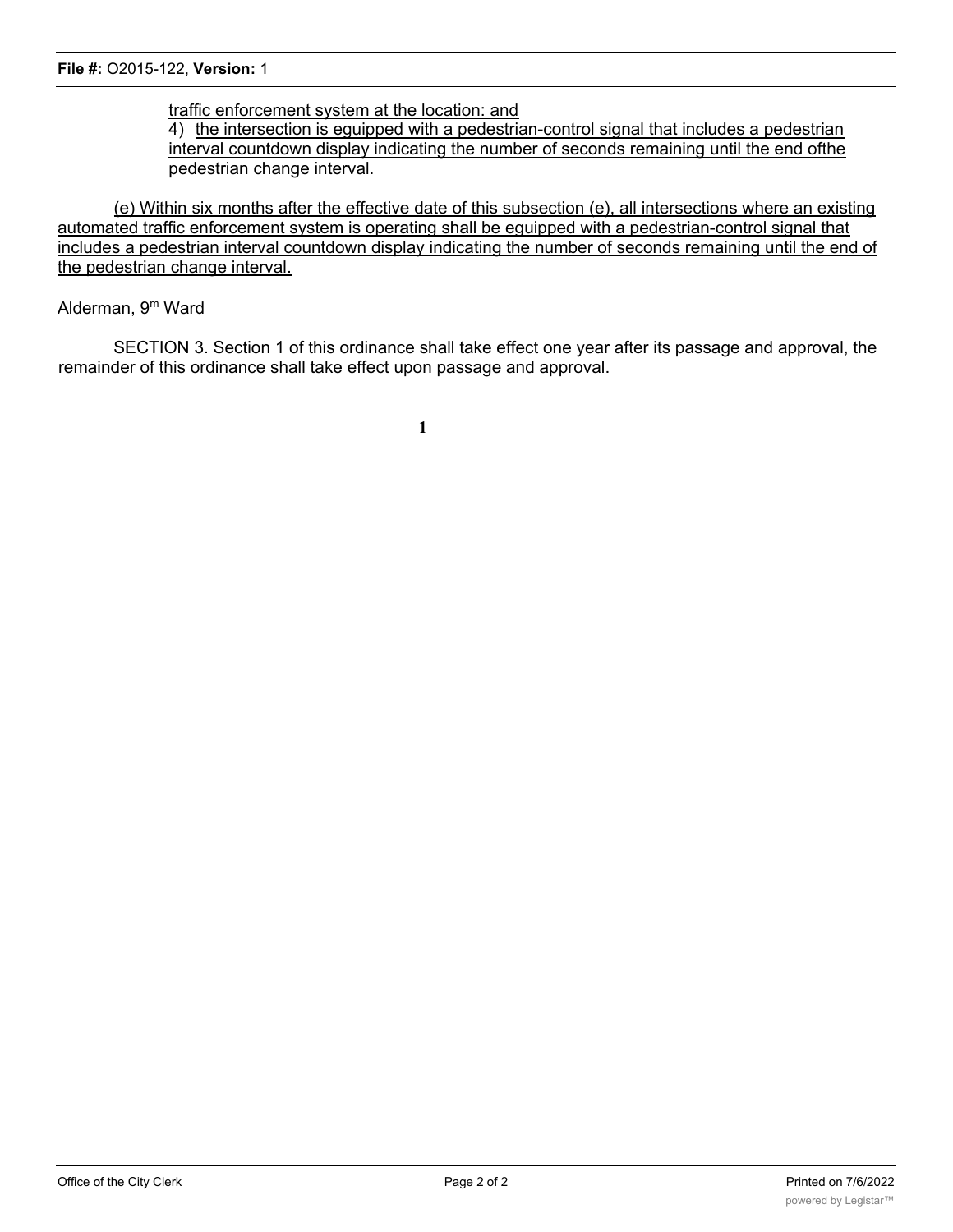traffic enforcement system at the location: and
4) the intersection is equipped with a pedestrian-control signal that includes a pedestrian interval countdown display indicating the number of seconds remaining until the end ofthe pedestrian change interval.

(e) Within six months after the effective date of this subsection (e), all intersections where an existing automated traffic enforcement system is operating shall be equipped with a pedestrian-control signal that includes a pedestrian interval countdown display indicating the number of seconds remaining until the end of the pedestrian change interval.

Alderman, 9[m] Ward

SECTION 3. Section 1 of this ordinance shall take effect one year after its passage and approval, the remainder of this ordinance shall take effect upon passage and approval.

1